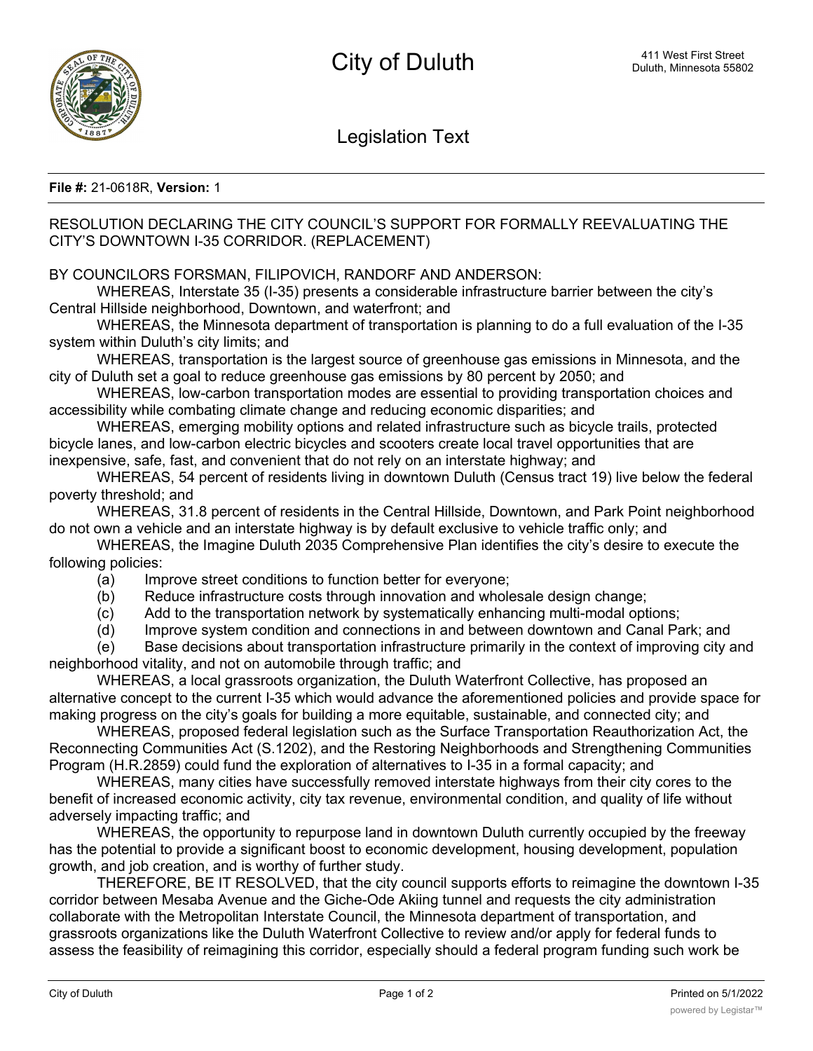# City of Duluth

411 West First Street
Duluth, Minnesota 55802

## Legislation Text

**File #:** 21-0618R, **Version:** 1

RESOLUTION DECLARING THE CITY COUNCIL'S SUPPORT FOR FORMALLY REEVALUATING THE CITY'S DOWNTOWN I-35 CORRIDOR. (REPLACEMENT)

BY COUNCILORS FORSMAN, FILIPOVICH, RANDORF AND ANDERSON:

WHEREAS, Interstate 35 (I-35) presents a considerable infrastructure barrier between the city's Central Hillside neighborhood, Downtown, and waterfront; and

WHEREAS, the Minnesota department of transportation is planning to do a full evaluation of the I-35 system within Duluth's city limits; and

WHEREAS, transportation is the largest source of greenhouse gas emissions in Minnesota, and the city of Duluth set a goal to reduce greenhouse gas emissions by 80 percent by 2050; and

WHEREAS, low-carbon transportation modes are essential to providing transportation choices and accessibility while combating climate change and reducing economic disparities; and

WHEREAS, emerging mobility options and related infrastructure such as bicycle trails, protected bicycle lanes, and low-carbon electric bicycles and scooters create local travel opportunities that are inexpensive, safe, fast, and convenient that do not rely on an interstate highway; and

WHEREAS, 54 percent of residents living in downtown Duluth (Census tract 19) live below the federal poverty threshold; and

WHEREAS, 31.8 percent of residents in the Central Hillside, Downtown, and Park Point neighborhood do not own a vehicle and an interstate highway is by default exclusive to vehicle traffic only; and

WHEREAS, the Imagine Duluth 2035 Comprehensive Plan identifies the city's desire to execute the following policies:

(a) Improve street conditions to function better for everyone;

(b) Reduce infrastructure costs through innovation and wholesale design change;

(c) Add to the transportation network by systematically enhancing multi-modal options;

(d) Improve system condition and connections in and between downtown and Canal Park; and

(e) Base decisions about transportation infrastructure primarily in the context of improving city and neighborhood vitality, and not on automobile through traffic; and

WHEREAS, a local grassroots organization, the Duluth Waterfront Collective, has proposed an alternative concept to the current I-35 which would advance the aforementioned policies and provide space for making progress on the city's goals for building a more equitable, sustainable, and connected city; and

WHEREAS, proposed federal legislation such as the Surface Transportation Reauthorization Act, the Reconnecting Communities Act (S.1202), and the Restoring Neighborhoods and Strengthening Communities Program (H.R.2859) could fund the exploration of alternatives to I-35 in a formal capacity; and

WHEREAS, many cities have successfully removed interstate highways from their city cores to the benefit of increased economic activity, city tax revenue, environmental condition, and quality of life without adversely impacting traffic; and

WHEREAS, the opportunity to repurpose land in downtown Duluth currently occupied by the freeway has the potential to provide a significant boost to economic development, housing development, population growth, and job creation, and is worthy of further study.

THEREFORE, BE IT RESOLVED, that the city council supports efforts to reimagine the downtown I-35 corridor between Mesaba Avenue and the Giche-Ode Akiing tunnel and requests the city administration collaborate with the Metropolitan Interstate Council, the Minnesota department of transportation, and grassroots organizations like the Duluth Waterfront Collective to review and/or apply for federal funds to assess the feasibility of reimagining this corridor, especially should a federal program funding such work be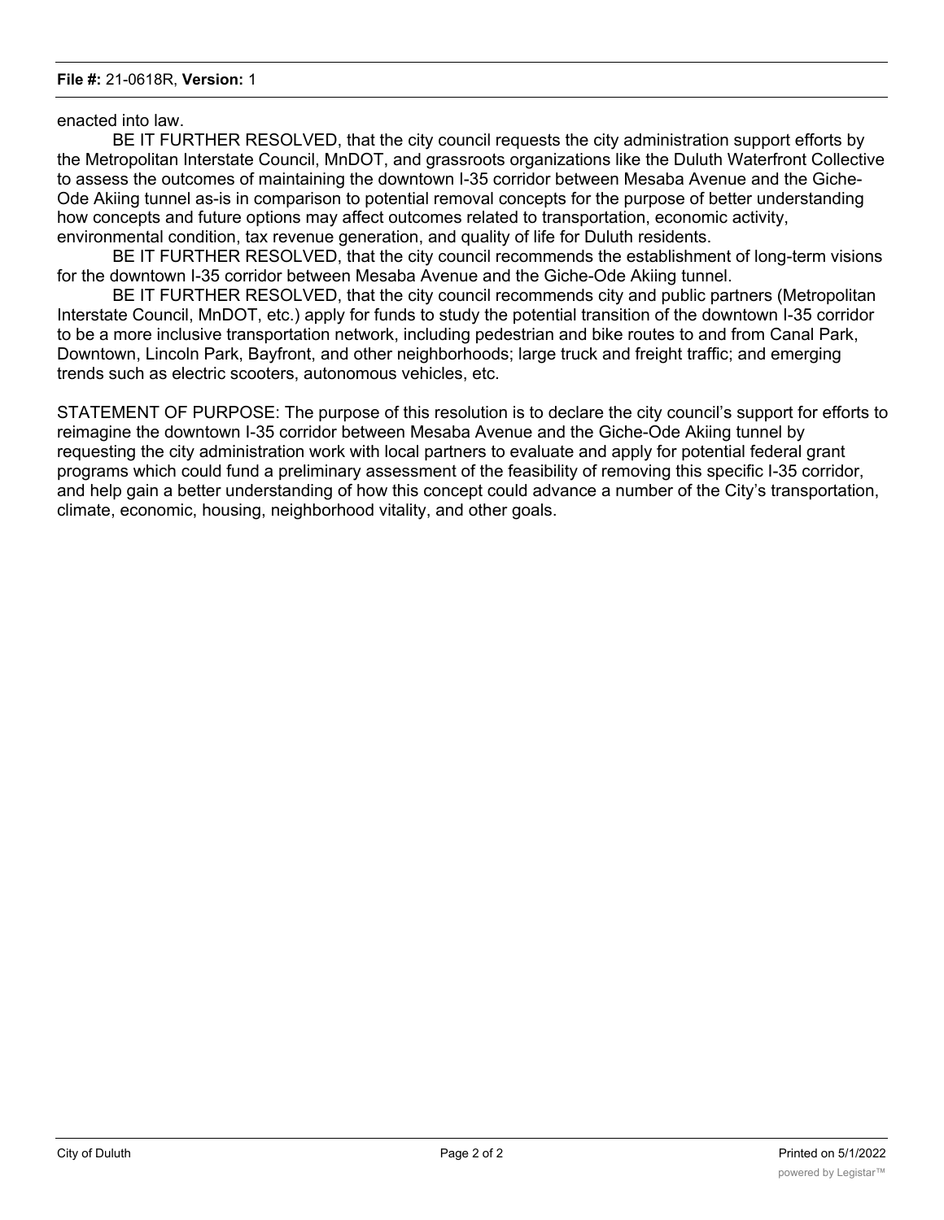enacted into law.

BE IT FURTHER RESOLVED, that the city council requests the city administration support efforts by the Metropolitan Interstate Council, MnDOT, and grassroots organizations like the Duluth Waterfront Collective to assess the outcomes of maintaining the downtown I-35 corridor between Mesaba Avenue and the Giche-Ode Akiing tunnel as-is in comparison to potential removal concepts for the purpose of better understanding how concepts and future options may affect outcomes related to transportation, economic activity, environmental condition, tax revenue generation, and quality of life for Duluth residents.

BE IT FURTHER RESOLVED, that the city council recommends the establishment of long-term visions for the downtown I-35 corridor between Mesaba Avenue and the Giche-Ode Akiing tunnel.

BE IT FURTHER RESOLVED, that the city council recommends city and public partners (Metropolitan Interstate Council, MnDOT, etc.) apply for funds to study the potential transition of the downtown I-35 corridor to be a more inclusive transportation network, including pedestrian and bike routes to and from Canal Park, Downtown, Lincoln Park, Bayfront, and other neighborhoods; large truck and freight traffic; and emerging trends such as electric scooters, autonomous vehicles, etc.

STATEMENT OF PURPOSE: The purpose of this resolution is to declare the city council's support for efforts to reimagine the downtown I-35 corridor between Mesaba Avenue and the Giche-Ode Akiing tunnel by requesting the city administration work with local partners to evaluate and apply for potential federal grant programs which could fund a preliminary assessment of the feasibility of removing this specific I-35 corridor, and help gain a better understanding of how this concept could advance a number of the City's transportation, climate, economic, housing, neighborhood vitality, and other goals.